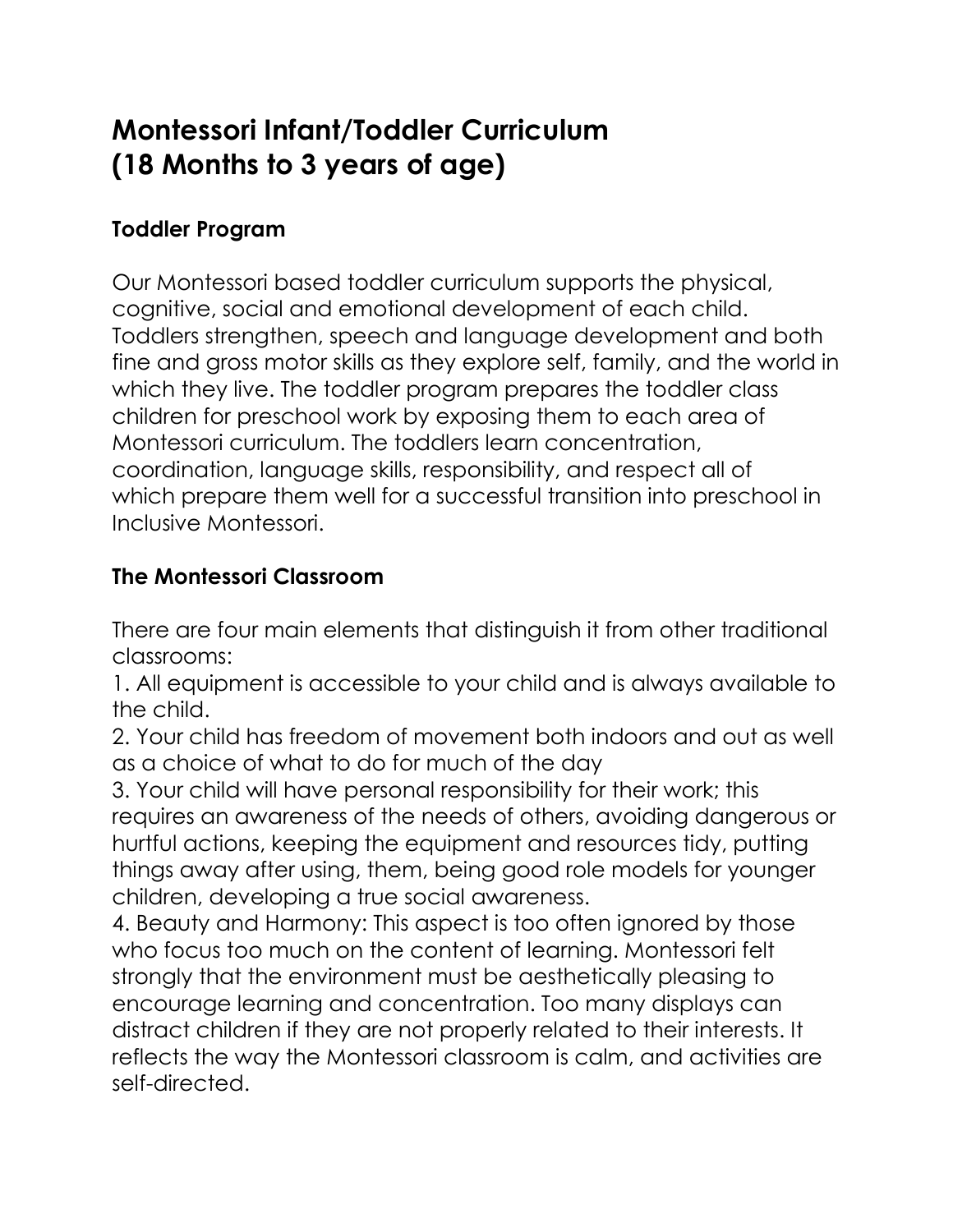# Montessori Infant/Toddler Curriculum (18 Months to 3 years of age)

## Toddler Program

Our Montessori based toddler curriculum supports the physical, cognitive, social and emotional development of each child. Toddlers strengthen, speech and language development and both fine and gross motor skills as they explore self, family, and the world in which they live. The toddler program prepares the toddler class children for preschool work by exposing them to each area of Montessori curriculum. The toddlers learn concentration, coordination, language skills, responsibility, and respect all of which prepare them well for a successful transition into preschool in Inclusive Montessori.

## The Montessori Classroom

There are four main elements that distinguish it from other traditional classrooms:

1. All equipment is accessible to your child and is always available to the child.
2. Your child has freedom of movement both indoors and out as well as a choice of what to do for much of the day
3. Your child will have personal responsibility for their work; this requires an awareness of the needs of others, avoiding dangerous or hurtful actions, keeping the equipment and resources tidy, putting things away after using, them, being good role models for younger children, developing a true social awareness.
4. Beauty and Harmony: This aspect is too often ignored by those who focus too much on the content of learning. Montessori felt strongly that the environment must be aesthetically pleasing to encourage learning and concentration. Too many displays can distract children if they are not properly related to their interests. It reflects the way the Montessori classroom is calm, and activities are self-directed.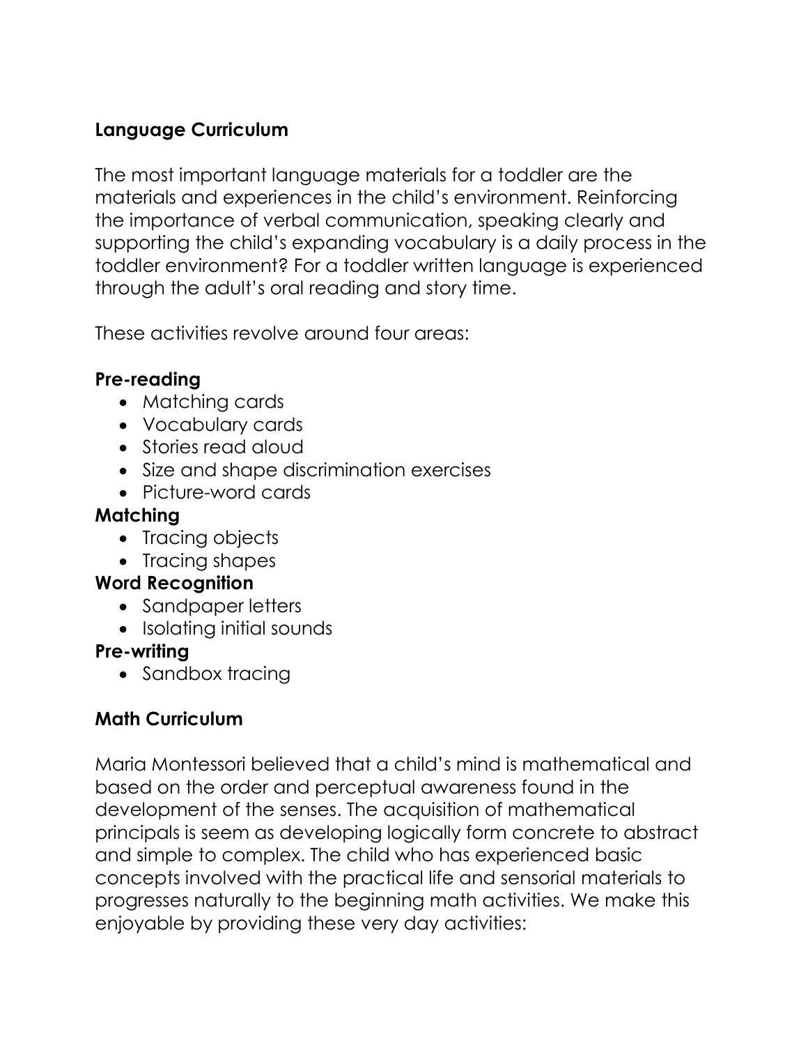**Language Curriculum**

The most important language materials for a toddler are the materials and experiences in the child's environment. Reinforcing the importance of verbal communication, speaking clearly and supporting the child's expanding vocabulary is a daily process in the toddler environment? For a toddler written language is experienced through the adult's oral reading and story time.

These activities revolve around four areas:

**Pre-reading**

- Matching cards
- Vocabulary cards
- Stories read aloud
- Size and shape discrimination exercises
- Picture-word cards

**Matching**

- Tracing objects
- Tracing shapes

**Word Recognition**

- Sandpaper letters
- Isolating initial sounds

**Pre-writing**

- Sandbox tracing

**Math Curriculum**

Maria Montessori believed that a child's mind is mathematical and based on the order and perceptual awareness found in the development of the senses. The acquisition of mathematical principals is seem as developing logically form concrete to abstract and simple to complex. The child who has experienced basic concepts involved with the practical life and sensorial materials to progresses naturally to the beginning math activities. We make this enjoyable by providing these very day activities: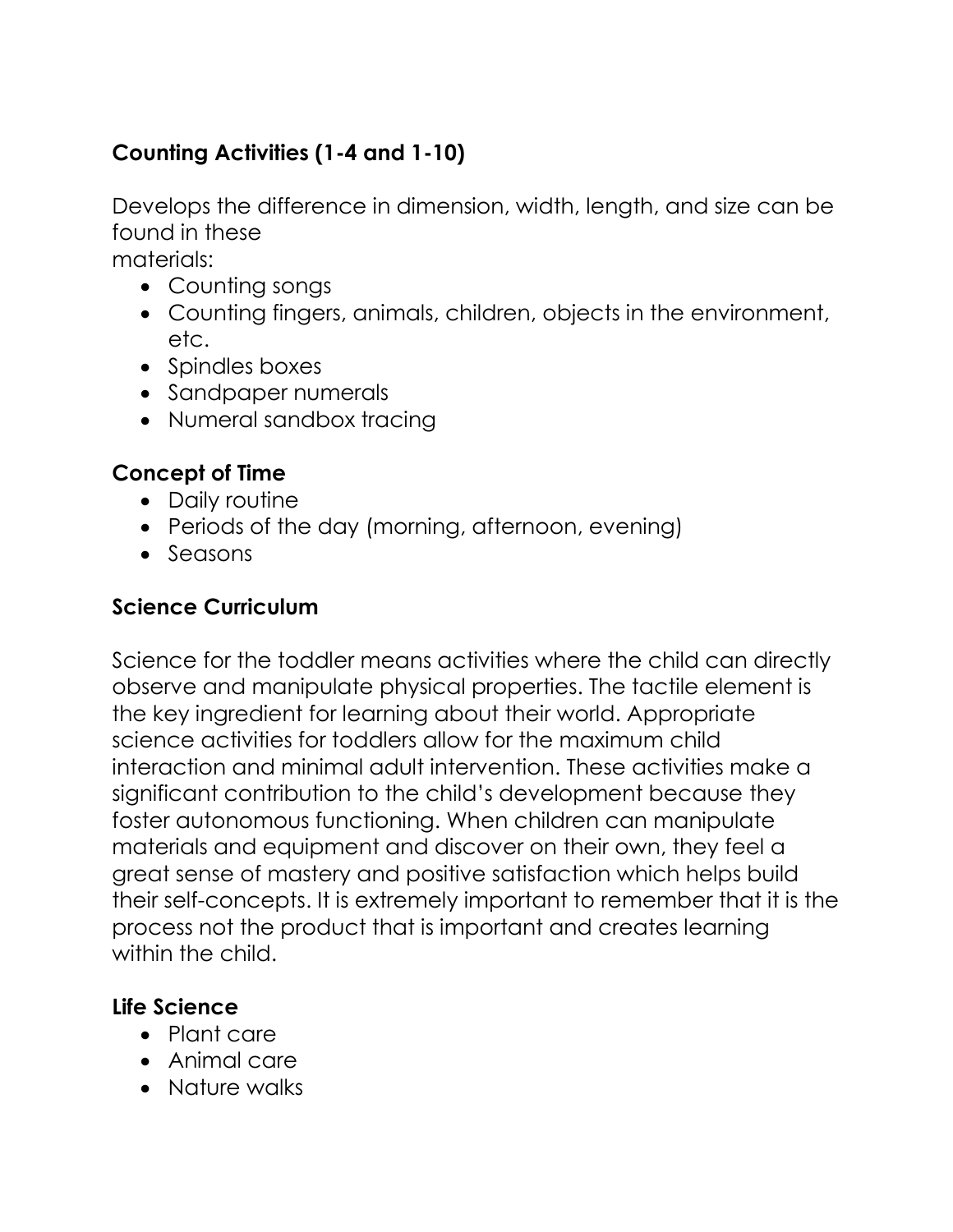**Counting Activities (1-4 and 1-10)**

Develops the difference in dimension, width, length, and size can be found in these materials:

- Counting songs
- Counting fingers, animals, children, objects in the environment, etc.
- Spindles boxes
- Sandpaper numerals
- Numeral sandbox tracing

**Concept of Time**

- Daily routine
- Periods of the day (morning, afternoon, evening)
- Seasons

**Science Curriculum**

Science for the toddler means activities where the child can directly observe and manipulate physical properties. The tactile element is the key ingredient for learning about their world. Appropriate science activities for toddlers allow for the maximum child interaction and minimal adult intervention. These activities make a significant contribution to the child's development because they foster autonomous functioning. When children can manipulate materials and equipment and discover on their own, they feel a great sense of mastery and positive satisfaction which helps build their self-concepts. It is extremely important to remember that it is the process not the product that is important and creates learning within the child.

**Life Science**

- Plant care
- Animal care
- Nature walks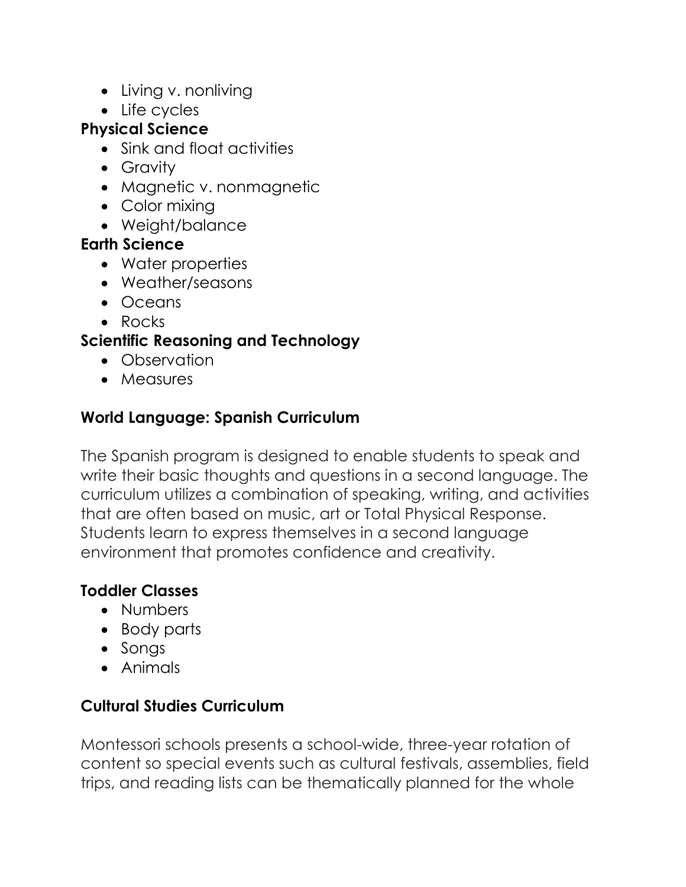- Living v. nonliving
- Life cycles

**Physical Science**

- Sink and float activities
- Gravity
- Magnetic v. nonmagnetic
- Color mixing
- Weight/balance

**Earth Science**

- Water properties
- Weather/seasons
- Oceans
- Rocks

**Scientific Reasoning and Technology**

- Observation
- Measures

## World Language: Spanish Curriculum

The Spanish program is designed to enable students to speak and write their basic thoughts and questions in a second language. The curriculum utilizes a combination of speaking, writing, and activities that are often based on music, art or Total Physical Response. Students learn to express themselves in a second language environment that promotes confidence and creativity.

**Toddler Classes**

- Numbers
- Body parts
- Songs
- Animals

## Cultural Studies Curriculum

Montessori schools presents a school-wide, three-year rotation of content so special events such as cultural festivals, assemblies, field trips, and reading lists can be thematically planned for the whole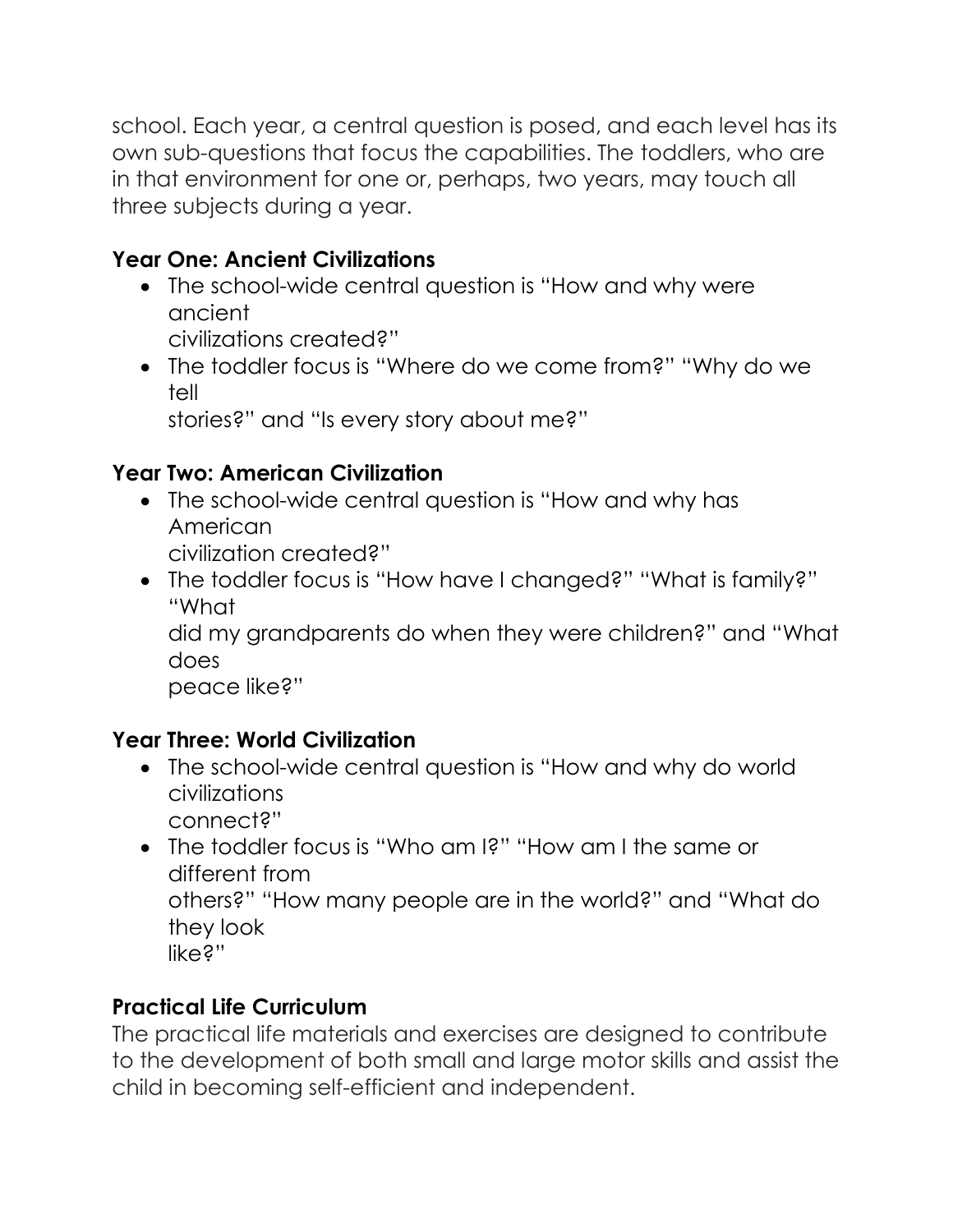school. Each year, a central question is posed, and each level has its own sub-questions that focus the capabilities. The toddlers, who are in that environment for one or, perhaps, two years, may touch all three subjects during a year.

**Year One: Ancient Civilizations**

- The school-wide central question is "How and why were ancient civilizations created?"
- The toddler focus is "Where do we come from?" "Why do we tell stories?" and "Is every story about me?"

**Year Two: American Civilization**

- The school-wide central question is "How and why has American civilization created?"
- The toddler focus is "How have I changed?" "What is family?" "What did my grandparents do when they were children?" and "What does peace like?"

**Year Three: World Civilization**

- The school-wide central question is "How and why do world civilizations connect?"
- The toddler focus is "Who am I?" "How am I the same or different from others?" "How many people are in the world?" and "What do they look like?"

**Practical Life Curriculum**

The practical life materials and exercises are designed to contribute to the development of both small and large motor skills and assist the child in becoming self-efficient and independent.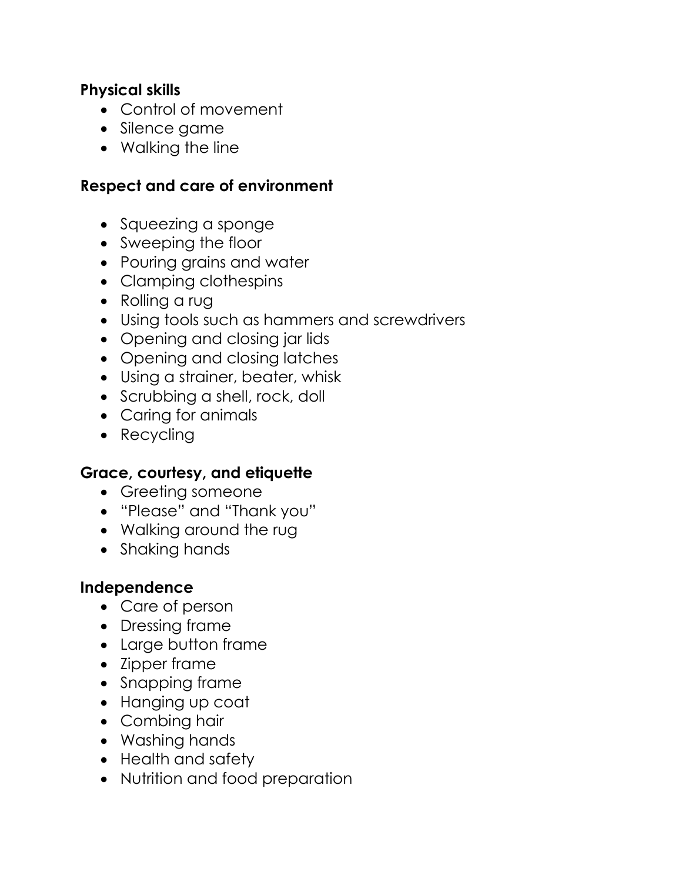**Physical skills**

- Control of movement
- Silence game
- Walking the line

**Respect and care of environment**

- Squeezing a sponge
- Sweeping the floor
- Pouring grains and water
- Clamping clothespins
- Rolling a rug
- Using tools such as hammers and screwdrivers
- Opening and closing jar lids
- Opening and closing latches
- Using a strainer, beater, whisk
- Scrubbing a shell, rock, doll
- Caring for animals
- Recycling

**Grace, courtesy, and etiquette**

- Greeting someone
- "Please" and "Thank you"
- Walking around the rug
- Shaking hands

**Independence**

- Care of person
- Dressing frame
- Large button frame
- Zipper frame
- Snapping frame
- Hanging up coat
- Combing hair
- Washing hands
- Health and safety
- Nutrition and food preparation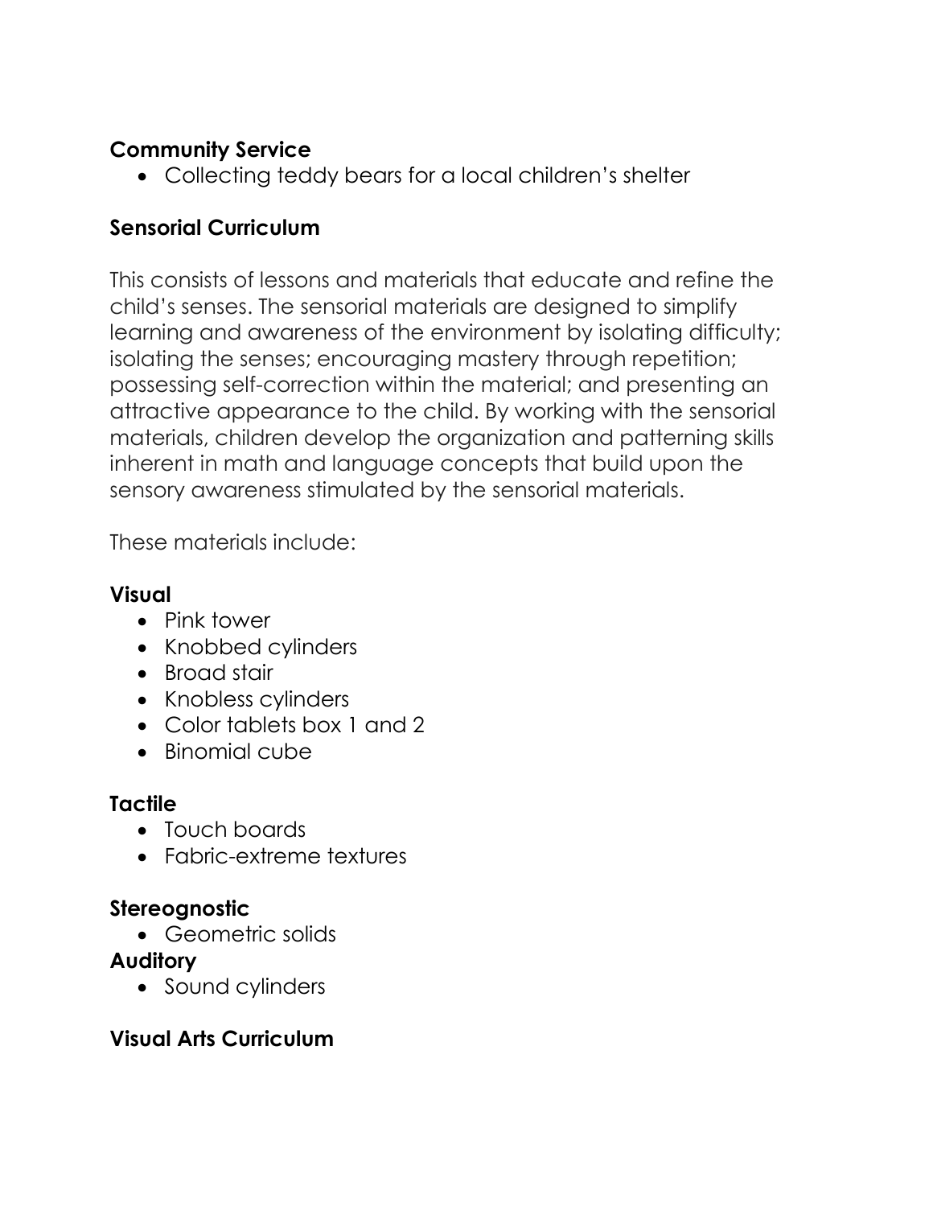**Community Service**

- Collecting teddy bears for a local children's shelter

**Sensorial Curriculum**

This consists of lessons and materials that educate and refine the child's senses. The sensorial materials are designed to simplify learning and awareness of the environment by isolating difficulty; isolating the senses; encouraging mastery through repetition; possessing self-correction within the material; and presenting an attractive appearance to the child. By working with the sensorial materials, children develop the organization and patterning skills inherent in math and language concepts that build upon the sensory awareness stimulated by the sensorial materials.

These materials include:

**Visual**

- Pink tower
- Knobbed cylinders
- Broad stair
- Knobless cylinders
- Color tablets box 1 and 2
- Binomial cube

**Tactile**

- Touch boards
- Fabric-extreme textures

**Stereognostic**

- Geometric solids

**Auditory**

- Sound cylinders

**Visual Arts Curriculum**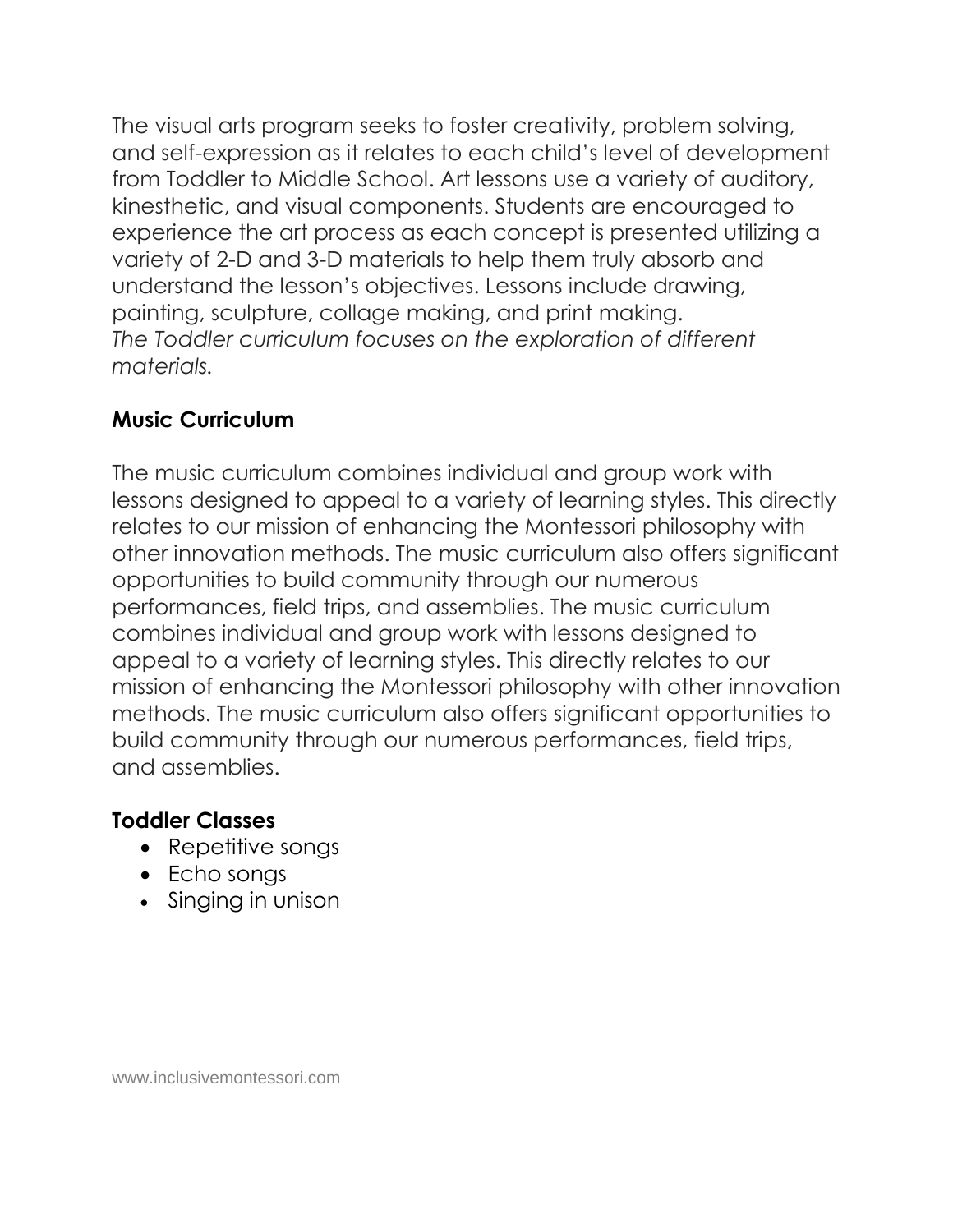The visual arts program seeks to foster creativity, problem solving, and self-expression as it relates to each child's level of development from Toddler to Middle School. Art lessons use a variety of auditory, kinesthetic, and visual components. Students are encouraged to experience the art process as each concept is presented utilizing a variety of 2-D and 3-D materials to help them truly absorb and understand the lesson's objectives. Lessons include drawing, painting, sculpture, collage making, and print making.
*The Toddler curriculum focuses on the exploration of different materials.*

## Music Curriculum

The music curriculum combines individual and group work with lessons designed to appeal to a variety of learning styles. This directly relates to our mission of enhancing the Montessori philosophy with other innovation methods. The music curriculum also offers significant opportunities to build community through our numerous performances, field trips, and assemblies. The music curriculum combines individual and group work with lessons designed to appeal to a variety of learning styles. This directly relates to our mission of enhancing the Montessori philosophy with other innovation methods. The music curriculum also offers significant opportunities to build community through our numerous performances, field trips, and assemblies.

### Toddler Classes

- Repetitive songs
- Echo songs
- Singing in unison